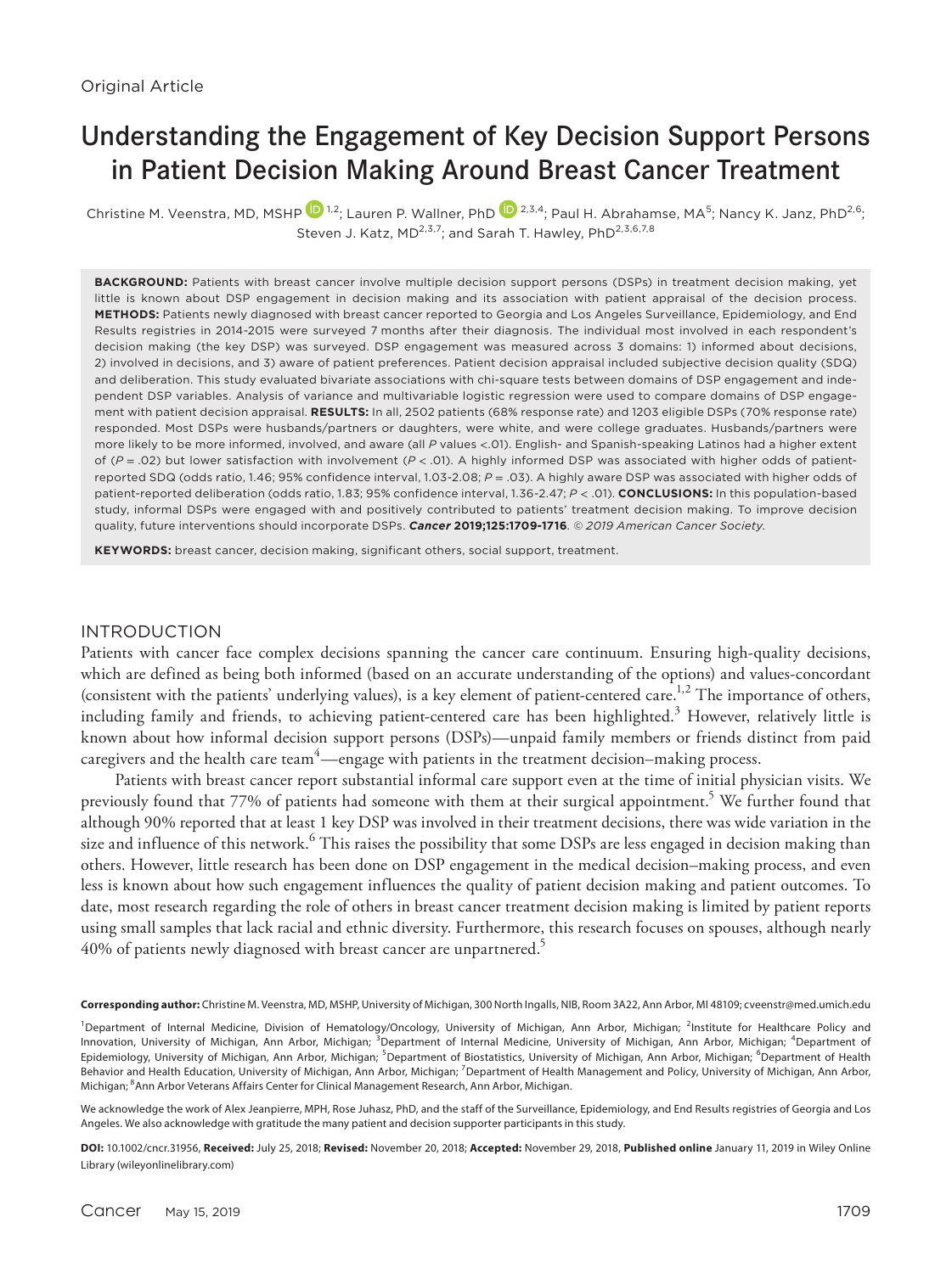Original Article

# Understanding the Engagement of Key Decision Support Persons in Patient Decision Making Around Breast Cancer Treatment

Christine M. Veenstra, MD, MSHP [1,2]; Lauren P. Wallner, PhD [2,3,4]; Paul H. Abrahamse, MA[5]; Nancy K. Janz, PhD[2,6]; Steven J. Katz, MD[2,3,7]; and Sarah T. Hawley, PhD[2,3,6,7,8]

**BACKGROUND:** Patients with breast cancer involve multiple decision support persons (DSPs) in treatment decision making, yet little is known about DSP engagement in decision making and its association with patient appraisal of the decision process. **METHODS:** Patients newly diagnosed with breast cancer reported to Georgia and Los Angeles Surveillance, Epidemiology, and End Results registries in 2014-2015 were surveyed 7 months after their diagnosis. The individual most involved in each respondent's decision making (the key DSP) was surveyed. DSP engagement was measured across 3 domains: 1) informed about decisions, 2) involved in decisions, and 3) aware of patient preferences. Patient decision appraisal included subjective decision quality (SDQ) and deliberation. This study evaluated bivariate associations with chi-square tests between domains of DSP engagement and independent DSP variables. Analysis of variance and multivariable logistic regression were used to compare domains of DSP engagement with patient decision appraisal. **RESULTS:** In all, 2502 patients (68% response rate) and 1203 eligible DSPs (70% response rate) responded. Most DSPs were husbands/partners or daughters, were white, and were college graduates. Husbands/partners were more likely to be more informed, involved, and aware (all $P$ values <.01). English- and Spanish-speaking Latinos had a higher extent of ($P$ = .02) but lower satisfaction with involvement ($P$ < .01). A highly informed DSP was associated with higher odds of patient-reported SDQ (odds ratio, 1.46; 95% confidence interval, 1.03-2.08; $P$ = .03). A highly aware DSP was associated with higher odds of patient-reported deliberation (odds ratio, 1.83; 95% confidence interval, 1.36-2.47; $P$ < .01). **CONCLUSIONS:** In this population-based study, informal DSPs were engaged with and positively contributed to patients' treatment decision making. To improve decision quality, future interventions should incorporate DSPs. ***Cancer* 2019;125:1709-1716**. *© 2019 American Cancer Society.*

**KEYWORDS:** breast cancer, decision making, significant others, social support, treatment.

## INTRODUCTION

Patients with cancer face complex decisions spanning the cancer care continuum. Ensuring high-quality decisions, which are defined as being both informed (based on an accurate understanding of the options) and values-concordant (consistent with the patients' underlying values), is a key element of patient-centered care.[1,2] The importance of others, including family and friends, to achieving patient-centered care has been highlighted.[3] However, relatively little is known about how informal decision support persons (DSPs)—unpaid family members or friends distinct from paid caregivers and the health care team[4]—engage with patients in the treatment decision–making process.

Patients with breast cancer report substantial informal care support even at the time of initial physician visits. We previously found that 77% of patients had someone with them at their surgical appointment.[5] We further found that although 90% reported that at least 1 key DSP was involved in their treatment decisions, there was wide variation in the size and influence of this network.[6] This raises the possibility that some DSPs are less engaged in decision making than others. However, little research has been done on DSP engagement in the medical decision–making process, and even less is known about how such engagement influences the quality of patient decision making and patient outcomes. To date, most research regarding the role of others in breast cancer treatment decision making is limited by patient reports using small samples that lack racial and ethnic diversity. Furthermore, this research focuses on spouses, although nearly 40% of patients newly diagnosed with breast cancer are unpartnered.[5]

**Corresponding author:** Christine M. Veenstra, MD, MSHP, University of Michigan, 300 North Ingalls, NIB, Room 3A22, Ann Arbor, MI 48109; cveenstr@med.umich.edu

[1]Department of Internal Medicine, Division of Hematology/Oncology, University of Michigan, Ann Arbor, Michigan; [2]Institute for Healthcare Policy and Innovation, University of Michigan, Ann Arbor, Michigan; [3]Department of Internal Medicine, University of Michigan, Ann Arbor, Michigan; [4]Department of Epidemiology, University of Michigan, Ann Arbor, Michigan; [5]Department of Biostatistics, University of Michigan, Ann Arbor, Michigan; [6]Department of Health Behavior and Health Education, University of Michigan, Ann Arbor, Michigan; [7]Department of Health Management and Policy, University of Michigan, Ann Arbor, Michigan; [8]Ann Arbor Veterans Affairs Center for Clinical Management Research, Ann Arbor, Michigan.

We acknowledge the work of Alex Jeanpierre, MPH, Rose Juhasz, PhD, and the staff of the Surveillance, Epidemiology, and End Results registries of Georgia and Los Angeles. We also acknowledge with gratitude the many patient and decision supporter participants in this study.

**DOI:** 10.1002/cncr.31956, **Received:** July 25, 2018; **Revised:** November 20, 2018; **Accepted:** November 29, 2018, **Published online** January 11, 2019 in Wiley Online Library (wileyonlinelibrary.com)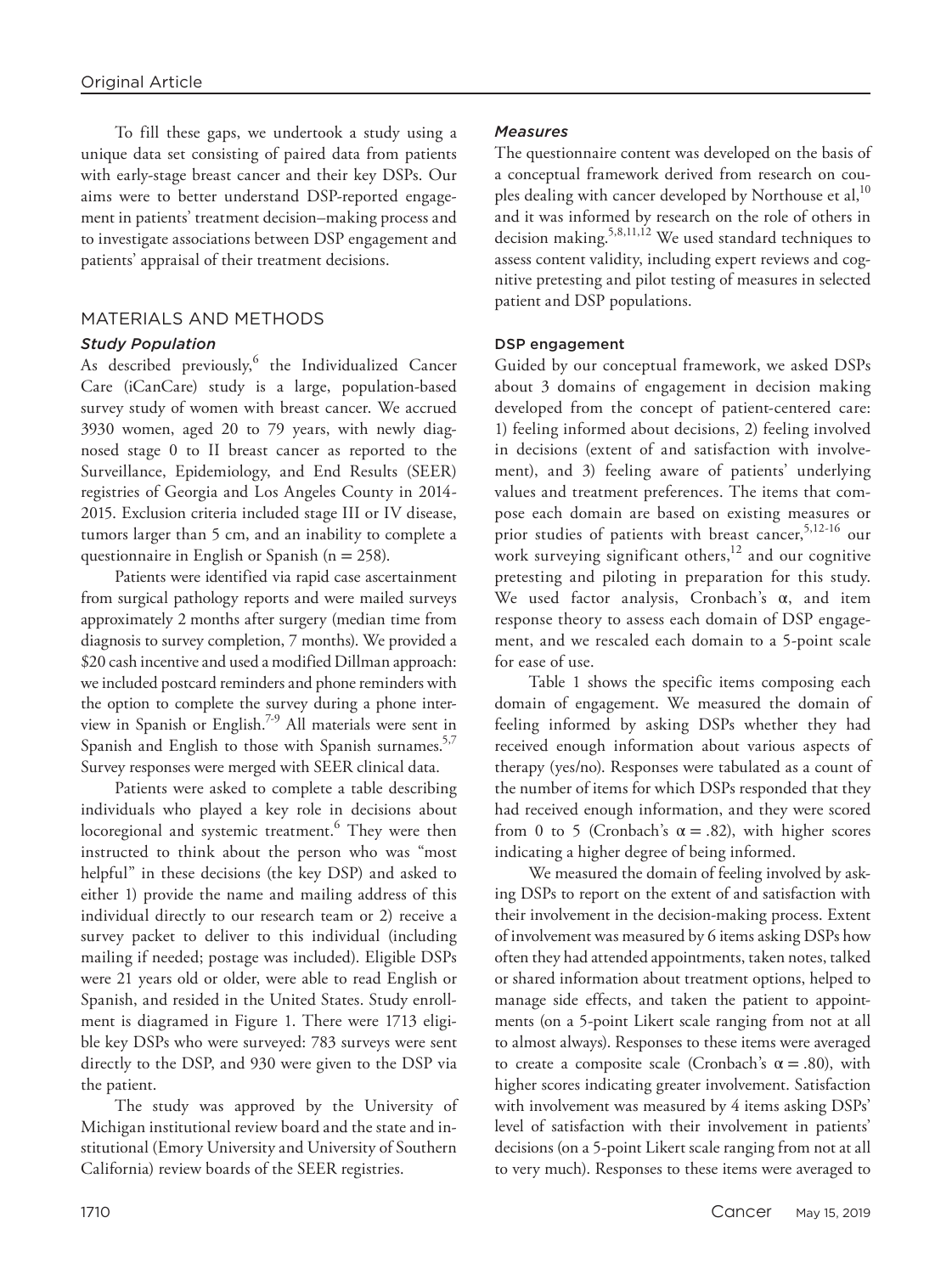To fill these gaps, we undertook a study using a unique data set consisting of paired data from patients with early-stage breast cancer and their key DSPs. Our aims were to better understand DSP-reported engagement in patients' treatment decision–making process and to investigate associations between DSP engagement and patients' appraisal of their treatment decisions.

## MATERIALS AND METHODS

### Study Population

As described previously,[6] the Individualized Cancer Care (iCanCare) study is a large, population-based survey study of women with breast cancer. We accrued 3930 women, aged 20 to 79 years, with newly diagnosed stage 0 to II breast cancer as reported to the Surveillance, Epidemiology, and End Results (SEER) registries of Georgia and Los Angeles County in 2014-2015. Exclusion criteria included stage III or IV disease, tumors larger than 5 cm, and an inability to complete a questionnaire in English or Spanish (n = 258).

Patients were identified via rapid case ascertainment from surgical pathology reports and were mailed surveys approximately 2 months after surgery (median time from diagnosis to survey completion, 7 months). We provided a $20 cash incentive and used a modified Dillman approach: we included postcard reminders and phone reminders with the option to complete the survey during a phone interview in Spanish or English.[7-9] All materials were sent in Spanish and English to those with Spanish surnames.[5,7] Survey responses were merged with SEER clinical data.

Patients were asked to complete a table describing individuals who played a key role in decisions about locoregional and systemic treatment.[6] They were then instructed to think about the person who was "most helpful" in these decisions (the key DSP) and asked to either 1) provide the name and mailing address of this individual directly to our research team or 2) receive a survey packet to deliver to this individual (including mailing if needed; postage was included). Eligible DSPs were 21 years old or older, were able to read English or Spanish, and resided in the United States. Study enrollment is diagramed in Figure 1. There were 1713 eligible key DSPs who were surveyed: 783 surveys were sent directly to the DSP, and 930 were given to the DSP via the patient.

The study was approved by the University of Michigan institutional review board and the state and institutional (Emory University and University of Southern California) review boards of the SEER registries.

### Measures

The questionnaire content was developed on the basis of a conceptual framework derived from research on couples dealing with cancer developed by Northouse et al,[10] and it was informed by research on the role of others in decision making.[5,8,11,12] We used standard techniques to assess content validity, including expert reviews and cognitive pretesting and pilot testing of measures in selected patient and DSP populations.

#### DSP engagement

Guided by our conceptual framework, we asked DSPs about 3 domains of engagement in decision making developed from the concept of patient-centered care: 1) feeling informed about decisions, 2) feeling involved in decisions (extent of and satisfaction with involvement), and 3) feeling aware of patients' underlying values and treatment preferences. The items that compose each domain are based on existing measures or prior studies of patients with breast cancer,[5,12-16] our work surveying significant others,[12] and our cognitive pretesting and piloting in preparation for this study. We used factor analysis, Cronbach's α, and item response theory to assess each domain of DSP engagement, and we rescaled each domain to a 5-point scale for ease of use.

Table 1 shows the specific items composing each domain of engagement. We measured the domain of feeling informed by asking DSPs whether they had received enough information about various aspects of therapy (yes/no). Responses were tabulated as a count of the number of items for which DSPs responded that they had received enough information, and they were scored from 0 to 5 (Cronbach's $\alpha = .82$), with higher scores indicating a higher degree of being informed.

We measured the domain of feeling involved by asking DSPs to report on the extent of and satisfaction with their involvement in the decision-making process. Extent of involvement was measured by 6 items asking DSPs how often they had attended appointments, taken notes, talked or shared information about treatment options, helped to manage side effects, and taken the patient to appointments (on a 5-point Likert scale ranging from not at all to almost always). Responses to these items were averaged to create a composite scale (Cronbach's $\alpha = .80$), with higher scores indicating greater involvement. Satisfaction with involvement was measured by 4 items asking DSPs' level of satisfaction with their involvement in patients' decisions (on a 5-point Likert scale ranging from not at all to very much). Responses to these items were averaged to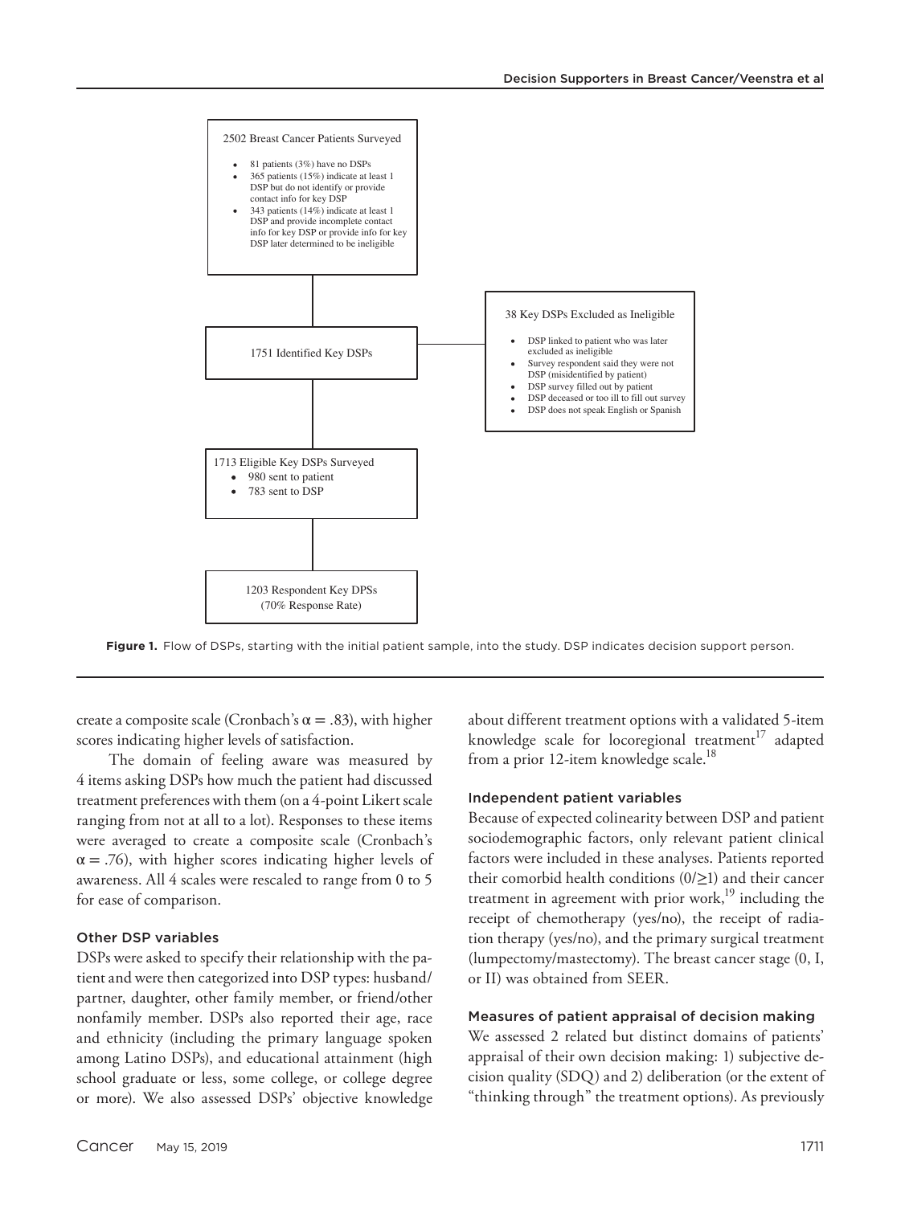2502 Breast Cancer Patients Surveyed

- 81 patients (3%) have no DSPs
- 365 patients (15%) indicate at least 1 DSP but do not identify or provide contact info for key DSP
- 343 patients (14%) indicate at least 1 DSP and provide incomplete contact info for key DSP or provide info for key DSP later determined to be ineligible

1751 Identified Key DSPs

38 Key DSPs Excluded as Ineligible

- DSP linked to patient who was later excluded as ineligible
- Survey respondent said they were not DSP (misidentified by patient)
- DSP survey filled out by patient
- DSP deceased or too ill to fill out survey
- DSP does not speak English or Spanish

1713 Eligible Key DSPs Surveyed

- 980 sent to patient
- 783 sent to DSP

1203 Respondent Key DPSs (70% Response Rate)

**Figure 1.** Flow of DSPs, starting with the initial patient sample, into the study. DSP indicates decision support person.

create a composite scale (Cronbach's $\alpha = .83$), with higher scores indicating higher levels of satisfaction.

The domain of feeling aware was measured by 4 items asking DSPs how much the patient had discussed treatment preferences with them (on a 4-point Likert scale ranging from not at all to a lot). Responses to these items were averaged to create a composite scale (Cronbach's $\alpha = .76$), with higher scores indicating higher levels of awareness. All 4 scales were rescaled to range from 0 to 5 for ease of comparison.

### Other DSP variables

DSPs were asked to specify their relationship with the patient and were then categorized into DSP types: husband/partner, daughter, other family member, or friend/other nonfamily member. DSPs also reported their age, race and ethnicity (including the primary language spoken among Latino DSPs), and educational attainment (high school graduate or less, some college, or college degree or more). We also assessed DSPs' objective knowledge about different treatment options with a validated 5-item knowledge scale for locoregional treatment[17] adapted from a prior 12-item knowledge scale.[18]

### Independent patient variables

Because of expected colinearity between DSP and patient sociodemographic factors, only relevant patient clinical factors were included in these analyses. Patients reported their comorbid health conditions (0/≥1) and their cancer treatment in agreement with prior work,[19] including the receipt of chemotherapy (yes/no), the receipt of radiation therapy (yes/no), and the primary surgical treatment (lumpectomy/mastectomy). The breast cancer stage (0, I, or II) was obtained from SEER.

### Measures of patient appraisal of decision making

We assessed 2 related but distinct domains of patients' appraisal of their own decision making: 1) subjective decision quality (SDQ) and 2) deliberation (or the extent of "thinking through" the treatment options). As previously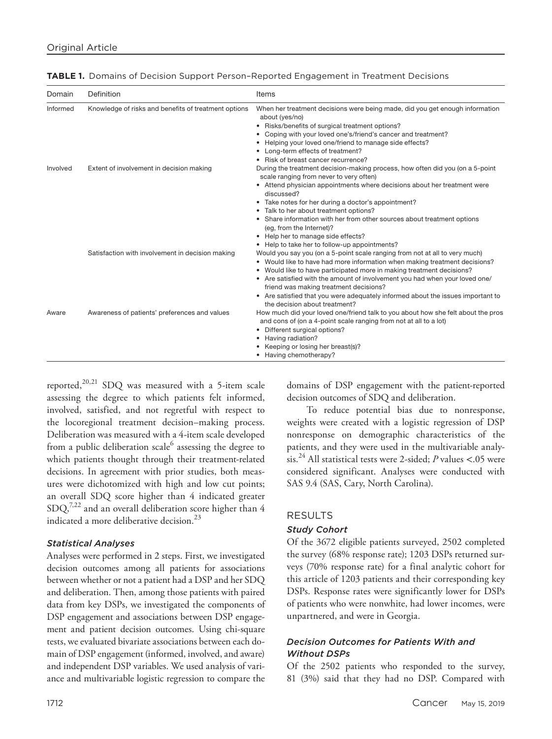**TABLE 1.** Domains of Decision Support Person–Reported Engagement in Treatment Decisions

| Domain | Definition | Items |
| --- | --- | --- |
| Informed | Knowledge of risks and benefits of treatment options | When her treatment decisions were being made, did you get enough information about (yes/no)<br>• Risks/benefits of surgical treatment options?<br>• Coping with your loved one's/friend's cancer and treatment?<br>• Helping your loved one/friend to manage side effects?<br>• Long-term effects of treatment?<br>• Risk of breast cancer recurrence? |
| Involved | Extent of involvement in decision making | During the treatment decision-making process, how often did you (on a 5-point scale ranging from never to very often)<br>• Attend physician appointments where decisions about her treatment were discussed?<br>• Take notes for her during a doctor's appointment?<br>• Talk to her about treatment options?<br>• Share information with her from other sources about treatment options (eg, from the Internet)?<br>• Help her to manage side effects?<br>• Help to take her to follow-up appointments? |
| | Satisfaction with involvement in decision making | Would you say you (on a 5-point scale ranging from not at all to very much)<br>• Would like to have had more information when making treatment decisions?<br>• Would like to have participated more in making treatment decisions?<br>• Are satisfied with the amount of involvement you had when your loved one/friend was making treatment decisions?<br>• Are satisfied that you were adequately informed about the issues important to the decision about treatment? |
| Aware | Awareness of patients' preferences and values | How much did your loved one/friend talk to you about how she felt about the pros and cons of (on a 4-point scale ranging from not at all to a lot)<br>• Different surgical options?<br>• Having radiation?<br>• Keeping or losing her breast(s)?<br>• Having chemotherapy? |

reported,[20,21] SDQ was measured with a 5-item scale assessing the degree to which patients felt informed, involved, satisfied, and not regretful with respect to the locoregional treatment decision–making process. Deliberation was measured with a 4-item scale developed from a public deliberation scale[6] assessing the degree to which patients thought through their treatment-related decisions. In agreement with prior studies, both measures were dichotomized with high and low cut points; an overall SDQ score higher than 4 indicated greater SDQ,[7,22] and an overall deliberation score higher than 4 indicated a more deliberative decision.[23]

### *Statistical Analyses*

Analyses were performed in 2 steps. First, we investigated decision outcomes among all patients for associations between whether or not a patient had a DSP and her SDQ and deliberation. Then, among those patients with paired data from key DSPs, we investigated the components of DSP engagement and associations between DSP engagement and patient decision outcomes. Using chi-square tests, we evaluated bivariate associations between each domain of DSP engagement (informed, involved, and aware) and independent DSP variables. We used analysis of variance and multivariable logistic regression to compare the domains of DSP engagement with the patient-reported decision outcomes of SDQ and deliberation.

To reduce potential bias due to nonresponse, weights were created with a logistic regression of DSP nonresponse on demographic characteristics of the patients, and they were used in the multivariable analysis.[24] All statistical tests were 2-sided; $P$ values $<.05$ were considered significant. Analyses were conducted with SAS 9.4 (SAS, Cary, North Carolina).

## RESULTS

### *Study Cohort*

Of the 3672 eligible patients surveyed, 2502 completed the survey (68% response rate); 1203 DSPs returned surveys (70% response rate) for a final analytic cohort for this article of 1203 patients and their corresponding key DSPs. Response rates were significantly lower for DSPs of patients who were nonwhite, had lower incomes, were unpartnered, and were in Georgia.

### *Decision Outcomes for Patients With and Without DSPs*

Of the 2502 patients who responded to the survey, 81 (3%) said that they had no DSP. Compared with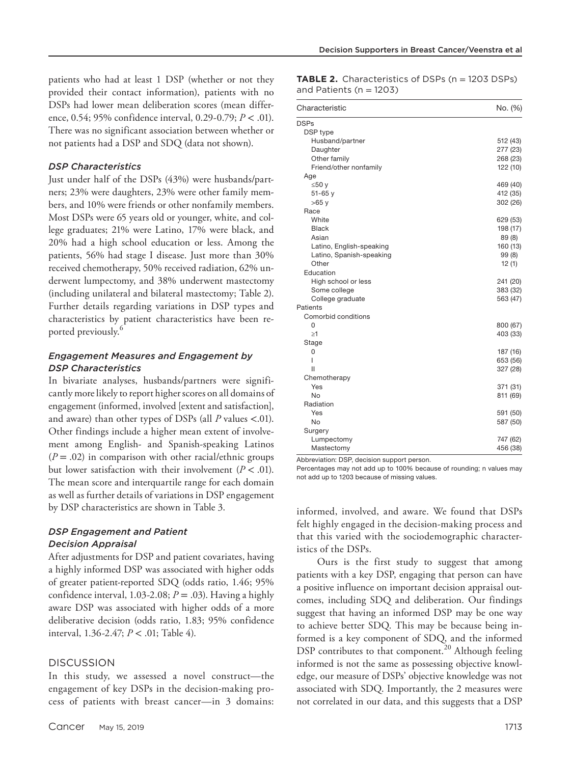patients who had at least 1 DSP (whether or not they provided their contact information), patients with no DSPs had lower mean deliberation scores (mean difference, 0.54; 95% confidence interval, 0.29-0.79; $P < .01$). There was no significant association between whether or not patients had a DSP and SDQ (data not shown).

### *DSP Characteristics*

Just under half of the DSPs (43%) were husbands/partners; 23% were daughters, 23% were other family members, and 10% were friends or other nonfamily members. Most DSPs were 65 years old or younger, white, and college graduates; 21% were Latino, 17% were black, and 20% had a high school education or less. Among the patients, 56% had stage I disease. Just more than 30% received chemotherapy, 50% received radiation, 62% underwent lumpectomy, and 38% underwent mastectomy (including unilateral and bilateral mastectomy; Table 2). Further details regarding variations in DSP types and characteristics by patient characteristics have been reported previously.[6]

### *Engagement Measures and Engagement by DSP Characteristics*

In bivariate analyses, husbands/partners were significantly more likely to report higher scores on all domains of engagement (informed, involved [extent and satisfaction], and aware) than other types of DSPs (all $P$ values <.01). Other findings include a higher mean extent of involvement among English- and Spanish-speaking Latinos ($P = .02$) in comparison with other racial/ethnic groups but lower satisfaction with their involvement ($P < .01$). The mean score and interquartile range for each domain as well as further details of variations in DSP engagement by DSP characteristics are shown in Table 3.

### *DSP Engagement and Patient Decision Appraisal*

After adjustments for DSP and patient covariates, having a highly informed DSP was associated with higher odds of greater patient-reported SDQ (odds ratio, 1.46; 95% confidence interval, 1.03-2.08; $P = .03$). Having a highly aware DSP was associated with higher odds of a more deliberative decision (odds ratio, 1.83; 95% confidence interval, 1.36-2.47; $P < .01$; Table 4).

**TABLE 2.** Characteristics of DSPs (n = 1203 DSPs) and Patients (n = 1203)

| Characteristic | No. (%) |
|---|---|
| DSPs | |
| DSP type | |
| Husband/partner | 512 (43) |
| Daughter | 277 (23) |
| Other family | 268 (23) |
| Friend/other nonfamily | 122 (10) |
| Age | |
| ≤50 y | 469 (40) |
| 51-65 y | 412 (35) |
| >65 y | 302 (26) |
| Race | |
| White | 629 (53) |
| Black | 198 (17) |
| Asian | 89 (8) |
| Latino, English-speaking | 160 (13) |
| Latino, Spanish-speaking | 99 (8) |
| Other | 12 (1) |
| Education | |
| High school or less | 241 (20) |
| Some college | 383 (32) |
| College graduate | 563 (47) |
| Patients | |
| Comorbid conditions | |
| 0 | 800 (67) |
| ≥1 | 403 (33) |
| Stage | |
| 0 | 187 (16) |
| I | 653 (56) |
| II | 327 (28) |
| Chemotherapy | |
| Yes | 371 (31) |
| No | 811 (69) |
| Radiation | |
| Yes | 591 (50) |
| No | 587 (50) |
| Surgery | |
| Lumpectomy | 747 (62) |
| Mastectomy | 456 (38) |

Abbreviation: DSP, decision support person.

Percentages may not add up to 100% because of rounding; n values may not add up to 1203 because of missing values.

## DISCUSSION

In this study, we assessed a novel construct—the engagement of key DSPs in the decision-making process of patients with breast cancer—in 3 domains: informed, involved, and aware. We found that DSPs felt highly engaged in the decision-making process and that this varied with the sociodemographic characteristics of the DSPs.

Ours is the first study to suggest that among patients with a key DSP, engaging that person can have a positive influence on important decision appraisal outcomes, including SDQ and deliberation. Our findings suggest that having an informed DSP may be one way to achieve better SDQ. This may be because being informed is a key component of SDQ, and the informed DSP contributes to that component.[20] Although feeling informed is not the same as possessing objective knowledge, our measure of DSPs' objective knowledge was not associated with SDQ. Importantly, the 2 measures were not correlated in our data, and this suggests that a DSP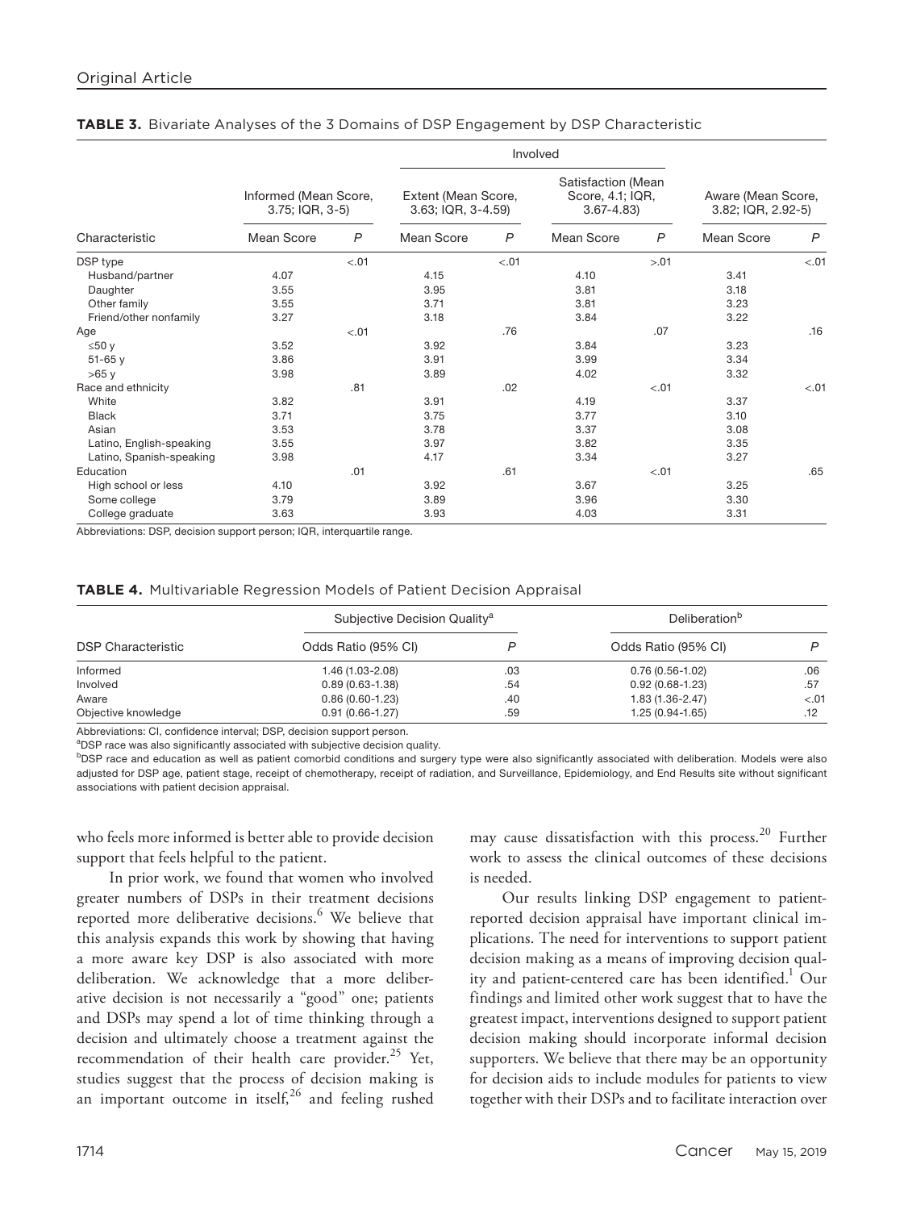**TABLE 3.** Bivariate Analyses of the 3 Domains of DSP Engagement by DSP Characteristic

| Characteristic | Informed (Mean Score, 3.75; IQR, 3-5) | | Involved: Extent (Mean Score, 3.63; IQR, 3-4.59) | | Involved: Satisfaction (Mean Score, 4.1; IQR, 3.67-4.83) | | Aware (Mean Score, 3.82; IQR, 2.92-5) | |
|---|---|---|---|---|---|---|---|---|
| | Mean Score | *P* | Mean Score | *P* | Mean Score | *P* | Mean Score | *P* |
| DSP type | | <.01 | | <.01 | | >.01 | | <.01 |
| Husband/partner | 4.07 | | 4.15 | | 4.10 | | 3.41 | |
| Daughter | 3.55 | | 3.95 | | 3.81 | | 3.18 | |
| Other family | 3.55 | | 3.71 | | 3.81 | | 3.23 | |
| Friend/other nonfamily | 3.27 | | 3.18 | | 3.84 | | 3.22 | |
| Age | | <.01 | | .76 | | .07 | | .16 |
| ≤50 y | 3.52 | | 3.92 | | 3.84 | | 3.23 | |
| 51-65 y | 3.86 | | 3.91 | | 3.99 | | 3.34 | |
| >65 y | 3.98 | | 3.89 | | 4.02 | | 3.32 | |
| Race and ethnicity | | .81 | | .02 | | <.01 | | <.01 |
| White | 3.82 | | 3.91 | | 4.19 | | 3.37 | |
| Black | 3.71 | | 3.75 | | 3.77 | | 3.10 | |
| Asian | 3.53 | | 3.78 | | 3.37 | | 3.08 | |
| Latino, English-speaking | 3.55 | | 3.97 | | 3.82 | | 3.35 | |
| Latino, Spanish-speaking | 3.98 | | 4.17 | | 3.34 | | 3.27 | |
| Education | | .01 | | .61 | | <.01 | | .65 |
| High school or less | 4.10 | | 3.92 | | 3.67 | | 3.25 | |
| Some college | 3.79 | | 3.89 | | 3.96 | | 3.30 | |
| College graduate | 3.63 | | 3.93 | | 4.03 | | 3.31 | |

Abbreviations: DSP, decision support person; IQR, interquartile range.

**TABLE 4.** Multivariable Regression Models of Patient Decision Appraisal

| DSP Characteristic | Subjective Decision Quality[a] | | Deliberation[b] | |
|---|---|---|---|---|
| | Odds Ratio (95% CI) | *P* | Odds Ratio (95% CI) | *P* |
| Informed | 1.46 (1.03-2.08) | .03 | 0.76 (0.56-1.02) | .06 |
| Involved | 0.89 (0.63-1.38) | .54 | 0.92 (0.68-1.23) | .57 |
| Aware | 0.86 (0.60-1.23) | .40 | 1.83 (1.36-2.47) | <.01 |
| Objective knowledge | 0.91 (0.66-1.27) | .59 | 1.25 (0.94-1.65) | .12 |

Abbreviations: CI, confidence interval; DSP, decision support person.

[a]DSP race was also significantly associated with subjective decision quality.

[b]DSP race and education as well as patient comorbid conditions and surgery type were also significantly associated with deliberation. Models were also adjusted for DSP age, patient stage, receipt of chemotherapy, receipt of radiation, and Surveillance, Epidemiology, and End Results site without significant associations with patient decision appraisal.

who feels more informed is better able to provide decision support that feels helpful to the patient.

In prior work, we found that women who involved greater numbers of DSPs in their treatment decisions reported more deliberative decisions.[6] We believe that this analysis expands this work by showing that having a more aware key DSP is also associated with more deliberation. We acknowledge that a more deliberative decision is not necessarily a "good" one; patients and DSPs may spend a lot of time thinking through a decision and ultimately choose a treatment against the recommendation of their health care provider.[25] Yet, studies suggest that the process of decision making is an important outcome in itself,[26] and feeling rushed may cause dissatisfaction with this process.[20] Further work to assess the clinical outcomes of these decisions is needed.

Our results linking DSP engagement to patient-reported decision appraisal have important clinical implications. The need for interventions to support patient decision making as a means of improving decision quality and patient-centered care has been identified.[1] Our findings and limited other work suggest that to have the greatest impact, interventions designed to support patient decision making should incorporate informal decision supporters. We believe that there may be an opportunity for decision aids to include modules for patients to view together with their DSPs and to facilitate interaction over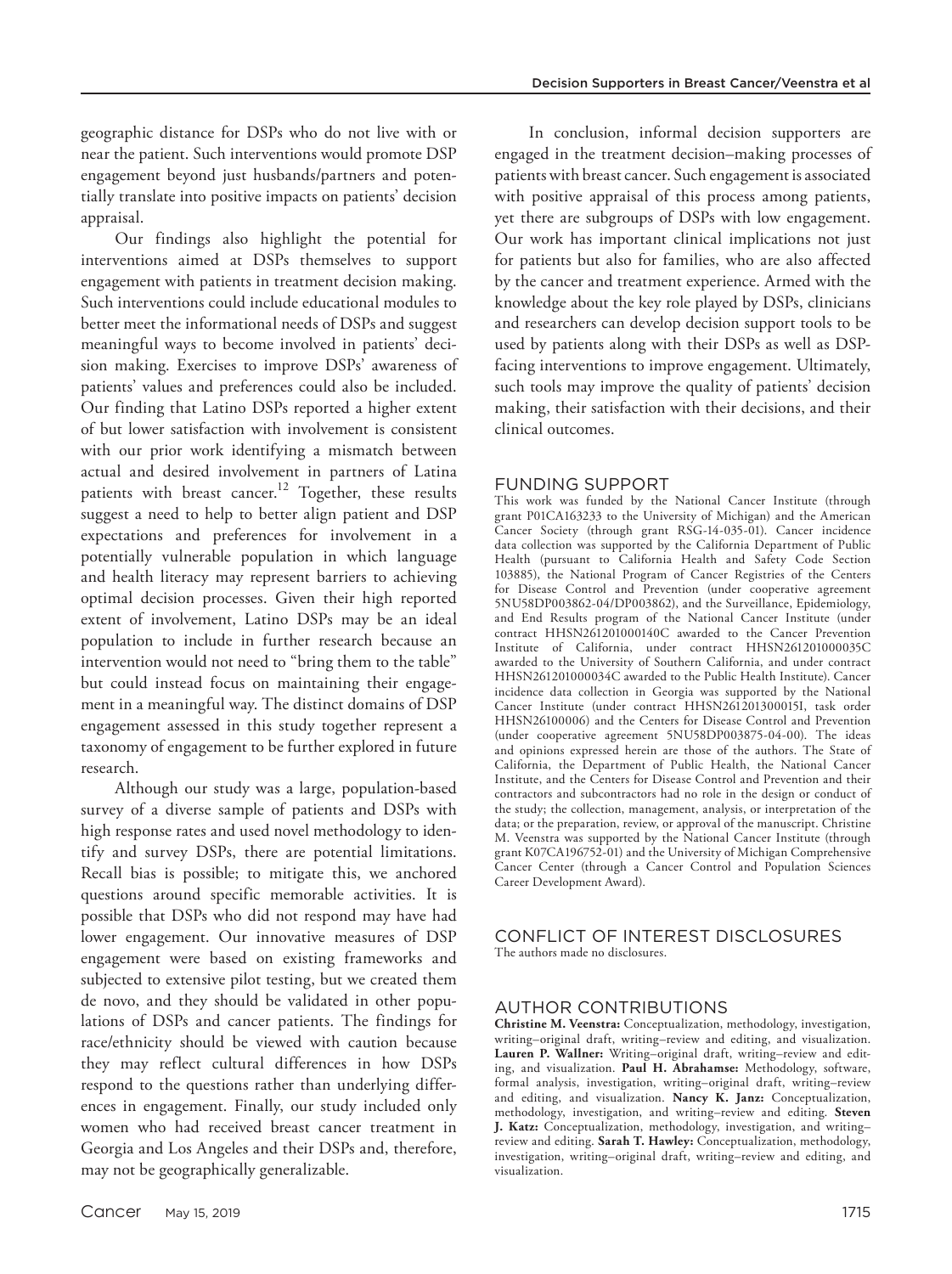geographic distance for DSPs who do not live with or near the patient. Such interventions would promote DSP engagement beyond just husbands/partners and potentially translate into positive impacts on patients' decision appraisal.

Our findings also highlight the potential for interventions aimed at DSPs themselves to support engagement with patients in treatment decision making. Such interventions could include educational modules to better meet the informational needs of DSPs and suggest meaningful ways to become involved in patients' decision making. Exercises to improve DSPs' awareness of patients' values and preferences could also be included. Our finding that Latino DSPs reported a higher extent of but lower satisfaction with involvement is consistent with our prior work identifying a mismatch between actual and desired involvement in partners of Latina patients with breast cancer.[12] Together, these results suggest a need to help to better align patient and DSP expectations and preferences for involvement in a potentially vulnerable population in which language and health literacy may represent barriers to achieving optimal decision processes. Given their high reported extent of involvement, Latino DSPs may be an ideal population to include in further research because an intervention would not need to "bring them to the table" but could instead focus on maintaining their engagement in a meaningful way. The distinct domains of DSP engagement assessed in this study together represent a taxonomy of engagement to be further explored in future research.

Although our study was a large, population-based survey of a diverse sample of patients and DSPs with high response rates and used novel methodology to identify and survey DSPs, there are potential limitations. Recall bias is possible; to mitigate this, we anchored questions around specific memorable activities. It is possible that DSPs who did not respond may have had lower engagement. Our innovative measures of DSP engagement were based on existing frameworks and subjected to extensive pilot testing, but we created them de novo, and they should be validated in other populations of DSPs and cancer patients. The findings for race/ethnicity should be viewed with caution because they may reflect cultural differences in how DSPs respond to the questions rather than underlying differences in engagement. Finally, our study included only women who had received breast cancer treatment in Georgia and Los Angeles and their DSPs and, therefore, may not be geographically generalizable.

In conclusion, informal decision supporters are engaged in the treatment decision–making processes of patients with breast cancer. Such engagement is associated with positive appraisal of this process among patients, yet there are subgroups of DSPs with low engagement. Our work has important clinical implications not just for patients but also for families, who are also affected by the cancer and treatment experience. Armed with the knowledge about the key role played by DSPs, clinicians and researchers can develop decision support tools to be used by patients along with their DSPs as well as DSP-facing interventions to improve engagement. Ultimately, such tools may improve the quality of patients' decision making, their satisfaction with their decisions, and their clinical outcomes.

## FUNDING SUPPORT

This work was funded by the National Cancer Institute (through grant P01CA163233 to the University of Michigan) and the American Cancer Society (through grant RSG-14-035-01). Cancer incidence data collection was supported by the California Department of Public Health (pursuant to California Health and Safety Code Section 103885), the National Program of Cancer Registries of the Centers for Disease Control and Prevention (under cooperative agreement 5NU58DP003862-04/DP003862), and the Surveillance, Epidemiology, and End Results program of the National Cancer Institute (under contract HHSN261201000140C awarded to the Cancer Prevention Institute of California, under contract HHSN261201000035C awarded to the University of Southern California, and under contract HHSN261201000034C awarded to the Public Health Institute). Cancer incidence data collection in Georgia was supported by the National Cancer Institute (under contract HHSN261201300015I, task order HHSN26100006) and the Centers for Disease Control and Prevention (under cooperative agreement 5NU58DP003875-04-00). The ideas and opinions expressed herein are those of the authors. The State of California, the Department of Public Health, the National Cancer Institute, and the Centers for Disease Control and Prevention and their contractors and subcontractors had no role in the design or conduct of the study; the collection, management, analysis, or interpretation of the data; or the preparation, review, or approval of the manuscript. Christine M. Veenstra was supported by the National Cancer Institute (through grant K07CA196752-01) and the University of Michigan Comprehensive Cancer Center (through a Cancer Control and Population Sciences Career Development Award).

## CONFLICT OF INTEREST DISCLOSURES

The authors made no disclosures.

## AUTHOR CONTRIBUTIONS

**Christine M. Veenstra:** Conceptualization, methodology, investigation, writing–original draft, writing–review and editing, and visualization. **Lauren P. Wallner:** Writing–original draft, writing–review and editing, and visualization. **Paul H. Abrahamse:** Methodology, software, formal analysis, investigation, writing–original draft, writing–review and editing, and visualization. **Nancy K. Janz:** Conceptualization, methodology, investigation, and writing–review and editing. **Steven J. Katz:** Conceptualization, methodology, investigation, and writing–review and editing. **Sarah T. Hawley:** Conceptualization, methodology, investigation, writing–original draft, writing–review and editing, and visualization.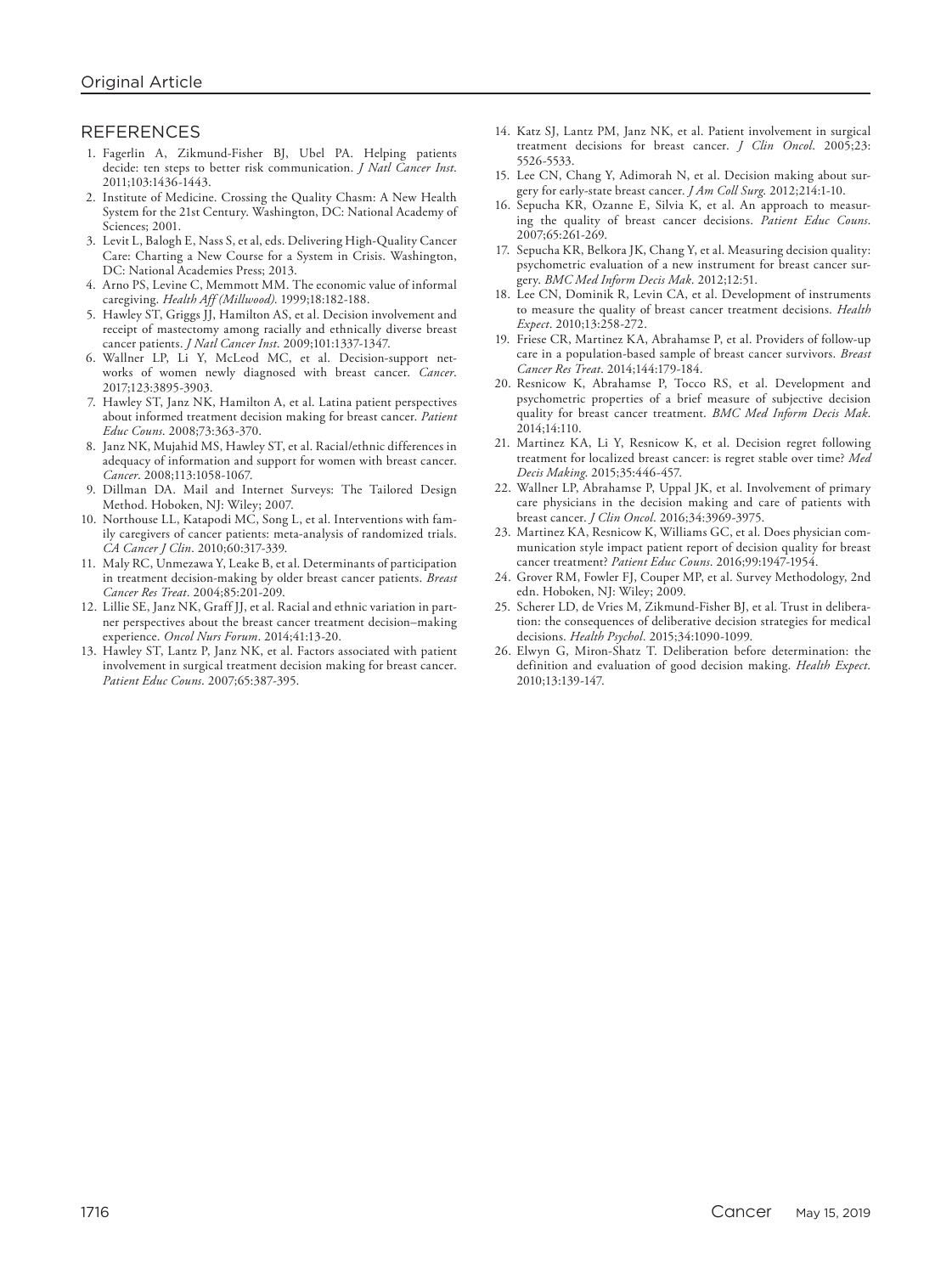## REFERENCES

1. Fagerlin A, Zikmund-Fisher BJ, Ubel PA. Helping patients decide: ten steps to better risk communication. *J Natl Cancer Inst*. 2011;103:1436-1443.
2. Institute of Medicine. Crossing the Quality Chasm: A New Health System for the 21st Century. Washington, DC: National Academy of Sciences; 2001.
3. Levit L, Balogh E, Nass S, et al, eds. Delivering High-Quality Cancer Care: Charting a New Course for a System in Crisis. Washington, DC: National Academies Press; 2013.
4. Arno PS, Levine C, Memmott MM. The economic value of informal caregiving. *Health Aff (Millwood)*. 1999;18:182-188.
5. Hawley ST, Griggs JJ, Hamilton AS, et al. Decision involvement and receipt of mastectomy among racially and ethnically diverse breast cancer patients. *J Natl Cancer Inst*. 2009;101:1337-1347.
6. Wallner LP, Li Y, McLeod MC, et al. Decision-support networks of women newly diagnosed with breast cancer. *Cancer*. 2017;123:3895-3903.
7. Hawley ST, Janz NK, Hamilton A, et al. Latina patient perspectives about informed treatment decision making for breast cancer. *Patient Educ Couns*. 2008;73:363-370.
8. Janz NK, Mujahid MS, Hawley ST, et al. Racial/ethnic differences in adequacy of information and support for women with breast cancer. *Cancer*. 2008;113:1058-1067.
9. Dillman DA. Mail and Internet Surveys: The Tailored Design Method. Hoboken, NJ: Wiley; 2007.
10. Northouse LL, Katapodi MC, Song L, et al. Interventions with family caregivers of cancer patients: meta-analysis of randomized trials. *CA Cancer J Clin*. 2010;60:317-339.
11. Maly RC, Unmezawa Y, Leake B, et al. Determinants of participation in treatment decision-making by older breast cancer patients. *Breast Cancer Res Treat*. 2004;85:201-209.
12. Lillie SE, Janz NK, Graff JJ, et al. Racial and ethnic variation in partner perspectives about the breast cancer treatment decision–making experience. *Oncol Nurs Forum*. 2014;41:13-20.
13. Hawley ST, Lantz P, Janz NK, et al. Factors associated with patient involvement in surgical treatment decision making for breast cancer. *Patient Educ Couns*. 2007;65:387-395.
14. Katz SJ, Lantz PM, Janz NK, et al. Patient involvement in surgical treatment decisions for breast cancer. *J Clin Oncol*. 2005;23: 5526-5533.
15. Lee CN, Chang Y, Adimorah N, et al. Decision making about surgery for early-state breast cancer. *J Am Coll Surg*. 2012;214:1-10.
16. Sepucha KR, Ozanne E, Silvia K, et al. An approach to measuring the quality of breast cancer decisions. *Patient Educ Couns*. 2007;65:261-269.
17. Sepucha KR, Belkora JK, Chang Y, et al. Measuring decision quality: psychometric evaluation of a new instrument for breast cancer surgery. *BMC Med Inform Decis Mak*. 2012;12:51.
18. Lee CN, Dominik R, Levin CA, et al. Development of instruments to measure the quality of breast cancer treatment decisions. *Health Expect*. 2010;13:258-272.
19. Friese CR, Martinez KA, Abrahamse P, et al. Providers of follow-up care in a population-based sample of breast cancer survivors. *Breast Cancer Res Treat*. 2014;144:179-184.
20. Resnicow K, Abrahamse P, Tocco RS, et al. Development and psychometric properties of a brief measure of subjective decision quality for breast cancer treatment. *BMC Med Inform Decis Mak*. 2014;14:110.
21. Martinez KA, Li Y, Resnicow K, et al. Decision regret following treatment for localized breast cancer: is regret stable over time? *Med Decis Making*. 2015;35:446-457.
22. Wallner LP, Abrahamse P, Uppal JK, et al. Involvement of primary care physicians in the decision making and care of patients with breast cancer. *J Clin Oncol*. 2016;34:3969-3975.
23. Martinez KA, Resnicow K, Williams GC, et al. Does physician communication style impact patient report of decision quality for breast cancer treatment? *Patient Educ Couns*. 2016;99:1947-1954.
24. Grover RM, Fowler FJ, Couper MP, et al. Survey Methodology, 2nd edn. Hoboken, NJ: Wiley; 2009.
25. Scherer LD, de Vries M, Zikmund-Fisher BJ, et al. Trust in deliberation: the consequences of deliberative decision strategies for medical decisions. *Health Psychol*. 2015;34:1090-1099.
26. Elwyn G, Miron-Shatz T. Deliberation before determination: the definition and evaluation of good decision making. *Health Expect*. 2010;13:139-147.